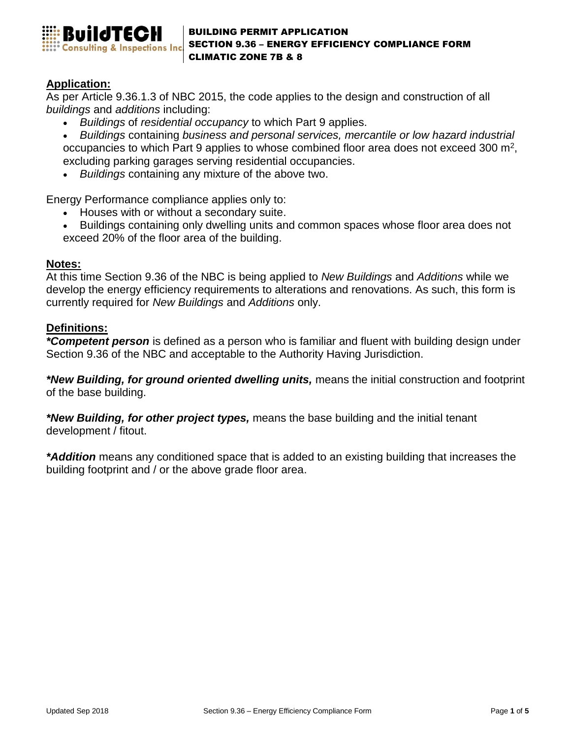BuildTECH Consulting & Inspections Inc.

# BUILDING PERMIT APPLICATION
# SECTION 9.36 – ENERGY EFFICIENCY COMPLIANCE FORM
# CLIMATIC ZONE 7B & 8

## Application:

As per Article 9.36.1.3 of NBC 2015, the code applies to the design and construction of all *buildings* and *additions* including:

- *Buildings* of *residential occupancy* to which Part 9 applies.
- *Buildings* containing *business and personal services, mercantile or low hazard industrial* occupancies to which Part 9 applies to whose combined floor area does not exceed 300 m$^2$, excluding parking garages serving residential occupancies.
- *Buildings* containing any mixture of the above two.

Energy Performance compliance applies only to:

- Houses with or without a secondary suite.
- Buildings containing only dwelling units and common spaces whose floor area does not exceed 20% of the floor area of the building.

## Notes:

At this time Section 9.36 of the NBC is being applied to *New Buildings* and *Additions* while we develop the energy efficiency requirements to alterations and renovations. As such, this form is currently required for *New Buildings* and *Additions* only.

## Definitions:

***Competent person*** is defined as a person who is familiar and fluent with building design under Section 9.36 of the NBC and acceptable to the Authority Having Jurisdiction.

***New Building, for ground oriented dwelling units,*** means the initial construction and footprint of the base building.

***New Building, for other project types,*** means the base building and the initial tenant development / fitout.

***Addition*** means any conditioned space that is added to an existing building that increases the building footprint and / or the above grade floor area.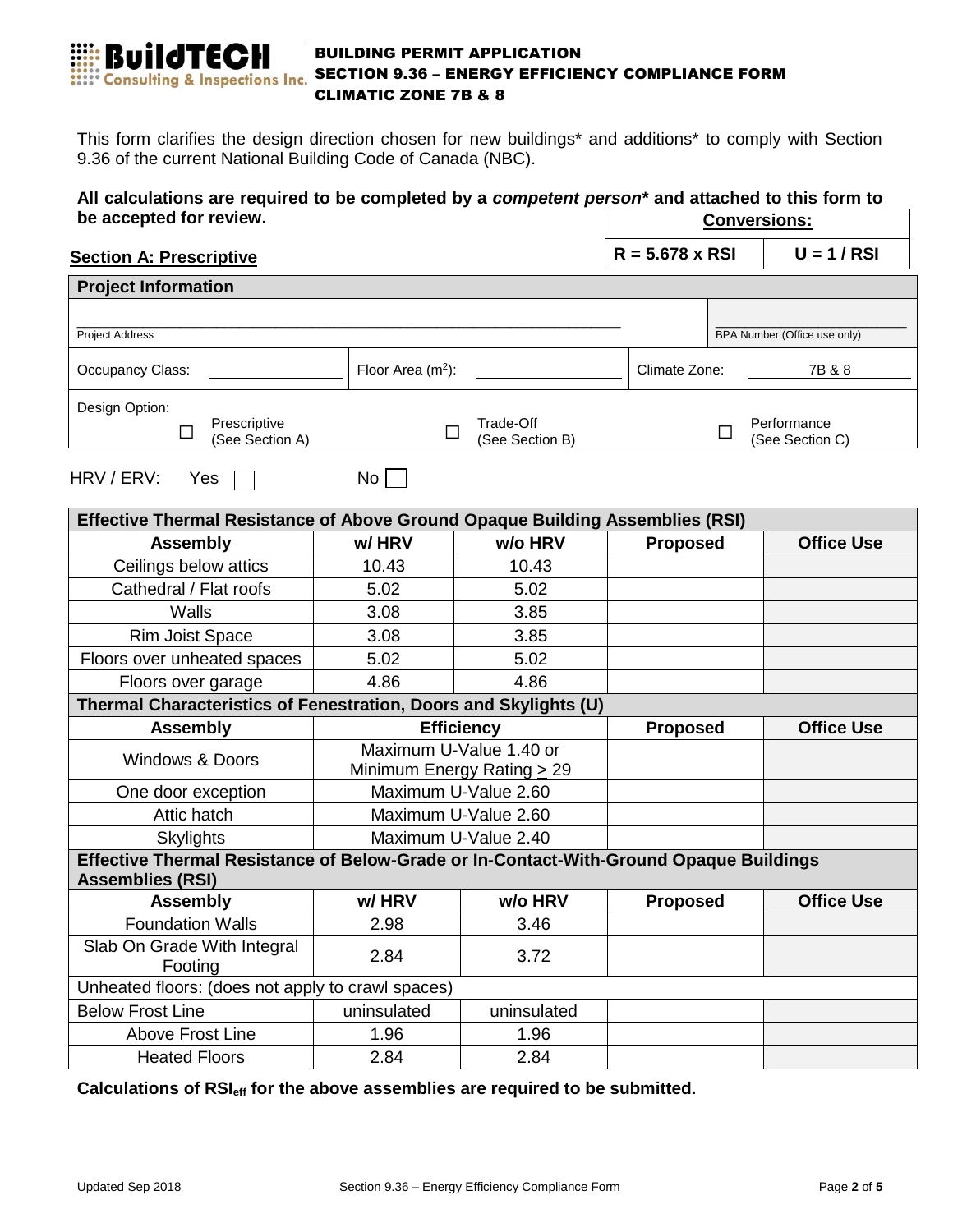**BUILDING PERMIT APPLICATION**
**SECTION 9.36 – ENERGY EFFICIENCY COMPLIANCE FORM**
**CLIMATIC ZONE 7B & 8**

This form clarifies the design direction chosen for new buildings* and additions* to comply with Section 9.36 of the current National Building Code of Canada (NBC).

**All calculations are required to be completed by a *competent person** and attached to this form to be accepted for review.**

| Conversions: | |
|---|---|
| R = 5.678 x RSI | U = 1 / RSI |

## Section A: Prescriptive

| Project Information | | | |
|---|---|---|---|
| ______________________ Project Address | | | ____________ BPA Number (Office use only) |
| Occupancy Class: ________ | Floor Area (m²): ________ | Climate Zone: 7B & 8 | |
| Design Option: ☐ Prescriptive (See Section A) | ☐ Trade-Off (See Section B) | ☐ Performance (See Section C) | |

HRV / ERV: Yes ☐ No ☐

| Effective Thermal Resistance of Above Ground Opaque Building Assemblies (RSI) | | | | |
|---|---|---|---|---|
| **Assembly** | **w/ HRV** | **w/o HRV** | **Proposed** | **Office Use** |
| Ceilings below attics | 10.43 | 10.43 | | |
| Cathedral / Flat roofs | 5.02 | 5.02 | | |
| Walls | 3.08 | 3.85 | | |
| Rim Joist Space | 3.08 | 3.85 | | |
| Floors over unheated spaces | 5.02 | 5.02 | | |
| Floors over garage | 4.86 | 4.86 | | |
| **Thermal Characteristics of Fenestration, Doors and Skylights (U)** | | | | |
| **Assembly** | **Efficiency** | | **Proposed** | **Office Use** |
| Windows & Doors | Maximum U-Value 1.40 or Minimum Energy Rating ≥ 29 | | | |
| One door exception | Maximum U-Value 2.60 | | | |
| Attic hatch | Maximum U-Value 2.60 | | | |
| Skylights | Maximum U-Value 2.40 | | | |
| **Effective Thermal Resistance of Below-Grade or In-Contact-With-Ground Opaque Buildings Assemblies (RSI)** | | | | |
| **Assembly** | **w/ HRV** | **w/o HRV** | **Proposed** | **Office Use** |
| Foundation Walls | 2.98 | 3.46 | | |
| Slab On Grade With Integral Footing | 2.84 | 3.72 | | |
| Unheated floors: (does not apply to crawl spaces) | | | | |
| Below Frost Line | uninsulated | uninsulated | | |
| Above Frost Line | 1.96 | 1.96 | | |
| Heated Floors | 2.84 | 2.84 | | |

**Calculations of $RSI_{eff}$ for the above assemblies are required to be submitted.**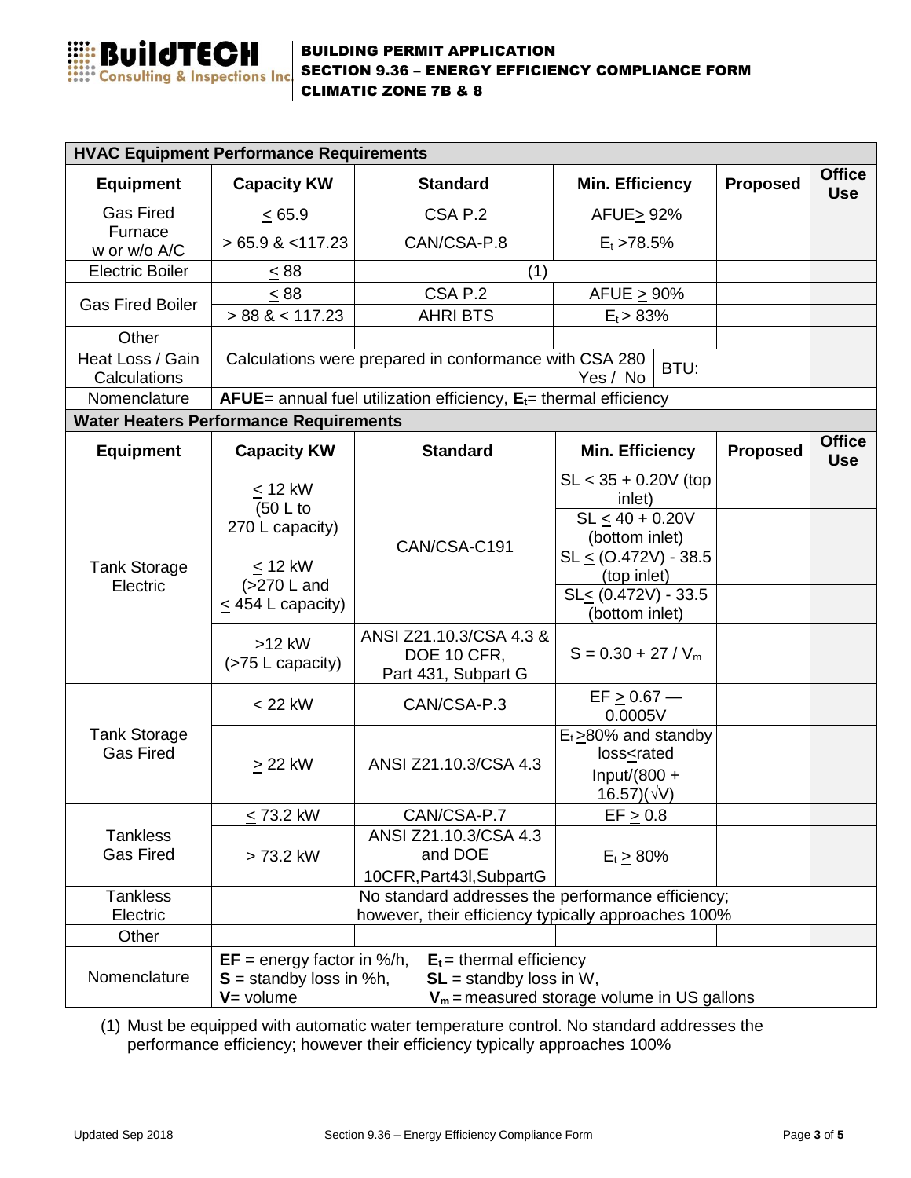**BUILDING PERMIT APPLICATION**
**SECTION 9.36 – ENERGY EFFICIENCY COMPLIANCE FORM**
**CLIMATIC ZONE 7B & 8**

| **HVAC Equipment Performance Requirements** | | | | | |
|---|---|---|---|---|---|
| **Equipment** | **Capacity KW** | **Standard** | **Min. Efficiency** | **Proposed** | **Office Use** |
| Gas Fired Furnace w or w/o A/C | $\leq$ 65.9 | CSA P.2 | AFUE $\geq$ 92% | | |
| | > 65.9 & $\leq$117.23 | CAN/CSA-P.8 | $E_t \geq$78.5% | | |
| Electric Boiler | $\leq$ 88 | (1) | | | |
| Gas Fired Boiler | $\leq$ 88 | CSA P.2 | AFUE $\geq$ 90% | | |
| | > 88 & $\leq$ 117.23 | AHRI BTS | $E_t \geq$ 83% | | |
| Other | | | | | |
| Heat Loss / Gain Calculations | Calculations were prepared in conformance with CSA 280 Yes / No | | BTU: | | |
| Nomenclature | **AFUE**= annual fuel utilization efficiency, **$E_t$**= thermal efficiency | | | | |

| **Water Heaters Performance Requirements** | | | | | |
|---|---|---|---|---|---|
| **Equipment** | **Capacity KW** | **Standard** | **Min. Efficiency** | **Proposed** | **Office Use** |
| Tank Storage Electric | $\leq$ 12 kW (50 L to 270 L capacity) | CAN/CSA-C191 | SL $\leq$ 35 + 0.20V (top inlet) | | |
| | | | SL $\leq$ 40 + 0.20V (bottom inlet) | | |
| | $\leq$ 12 kW (>270 L and $\leq$ 454 L capacity) | | SL $\leq$ (O.472V) - 38.5 (top inlet) | | |
| | | | SL$\leq$ (0.472V) - 33.5 (bottom inlet) | | |
| | >12 kW (>75 L capacity) | ANSI Z21.10.3/CSA 4.3 & DOE 10 CFR, Part 431, Subpart G | $S = 0.30 + 27 / V_m$ | | |
| Tank Storage Gas Fired | < 22 kW | CAN/CSA-P.3 | EF $\geq$ 0.67 — 0.0005V | | |
| | $\geq$ 22 kW | ANSI Z21.10.3/CSA 4.3 | $E_t \geq$80% and standby loss$\leq$rated Input/(800 + 16.57)($\sqrt{V}$) | | |
| Tankless Gas Fired | $\leq$ 73.2 kW | CAN/CSA-P.7 | EF $\geq$ 0.8 | | |
| | > 73.2 kW | ANSI Z21.10.3/CSA 4.3 and DOE 10CFR,Part43l,SubpartG | $E_t \geq$ 80% | | |
| Tankless Electric | No standard addresses the performance efficiency; however, their efficiency typically approaches 100% | | | | |
| Other | | | | | |
| Nomenclature | **EF** = energy factor in %/h, **$E_t$** = thermal efficiency, **S** = standby loss in %h, **SL** = standby loss in W, **V**= volume, **$V_m$** = measured storage volume in US gallons | | | | |

(1) Must be equipped with automatic water temperature control. No standard addresses the performance efficiency; however their efficiency typically approaches 100%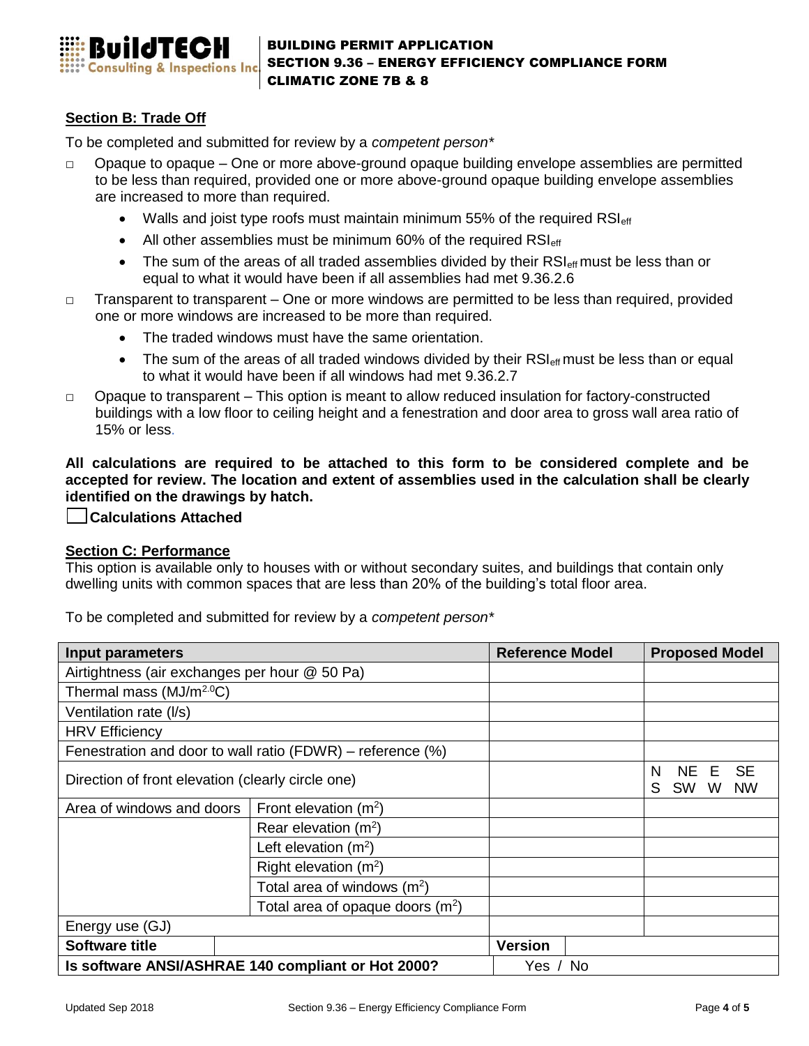## Section B: Trade Off

To be completed and submitted for review by a *competent person**

- ☐ Opaque to opaque – One or more above-ground opaque building envelope assemblies are permitted to be less than required, provided one or more above-ground opaque building envelope assemblies are increased to more than required.
  - Walls and joist type roofs must maintain minimum 55% of the required $RSI_{eff}$
  - All other assemblies must be minimum 60% of the required $RSI_{eff}$
  - The sum of the areas of all traded assemblies divided by their $RSI_{eff}$ must be less than or equal to what it would have been if all assemblies had met 9.36.2.6
- ☐ Transparent to transparent – One or more windows are permitted to be less than required, provided one or more windows are increased to be more than required.
  - The traded windows must have the same orientation.
  - The sum of the areas of all traded windows divided by their $RSI_{eff}$ must be less than or equal to what it would have been if all windows had met 9.36.2.7
- ☐ Opaque to transparent – This option is meant to allow reduced insulation for factory-constructed buildings with a low floor to ceiling height and a fenestration and door area to gross wall area ratio of 15% or less.

**All calculations are required to be attached to this form to be considered complete and be accepted for review. The location and extent of assemblies used in the calculation shall be clearly identified on the drawings by hatch.**

☐ **Calculations Attached**

## Section C: Performance

This option is available only to houses with or without secondary suites, and buildings that contain only dwelling units with common spaces that are less than 20% of the building's total floor area.

To be completed and submitted for review by a *competent person**

| Input parameters | | Reference Model | Proposed Model |
|---|---|---|---|
| Airtightness (air exchanges per hour @ 50 Pa) | | | |
| Thermal mass ($MJ/m^{2.0}C$) | | | |
| Ventilation rate (l/s) | | | |
| HRV Efficiency | | | |
| Fenestration and door to wall ratio (FDWR) – reference (%) | | | |
| Direction of front elevation (clearly circle one) | | | N NE E SE S SW W NW |
| Area of windows and doors | Front elevation ($m^2$) | | |
| | Rear elevation ($m^2$) | | |
| | Left elevation ($m^2$) | | |
| | Right elevation ($m^2$) | | |
| | Total area of windows ($m^2$) | | |
| | Total area of opaque doors ($m^2$) | | |
| Energy use (GJ) | | | |
| **Software title** | | **Version** | |
| **Is software ANSI/ASHRAE 140 compliant or Hot 2000?** | | Yes / No | |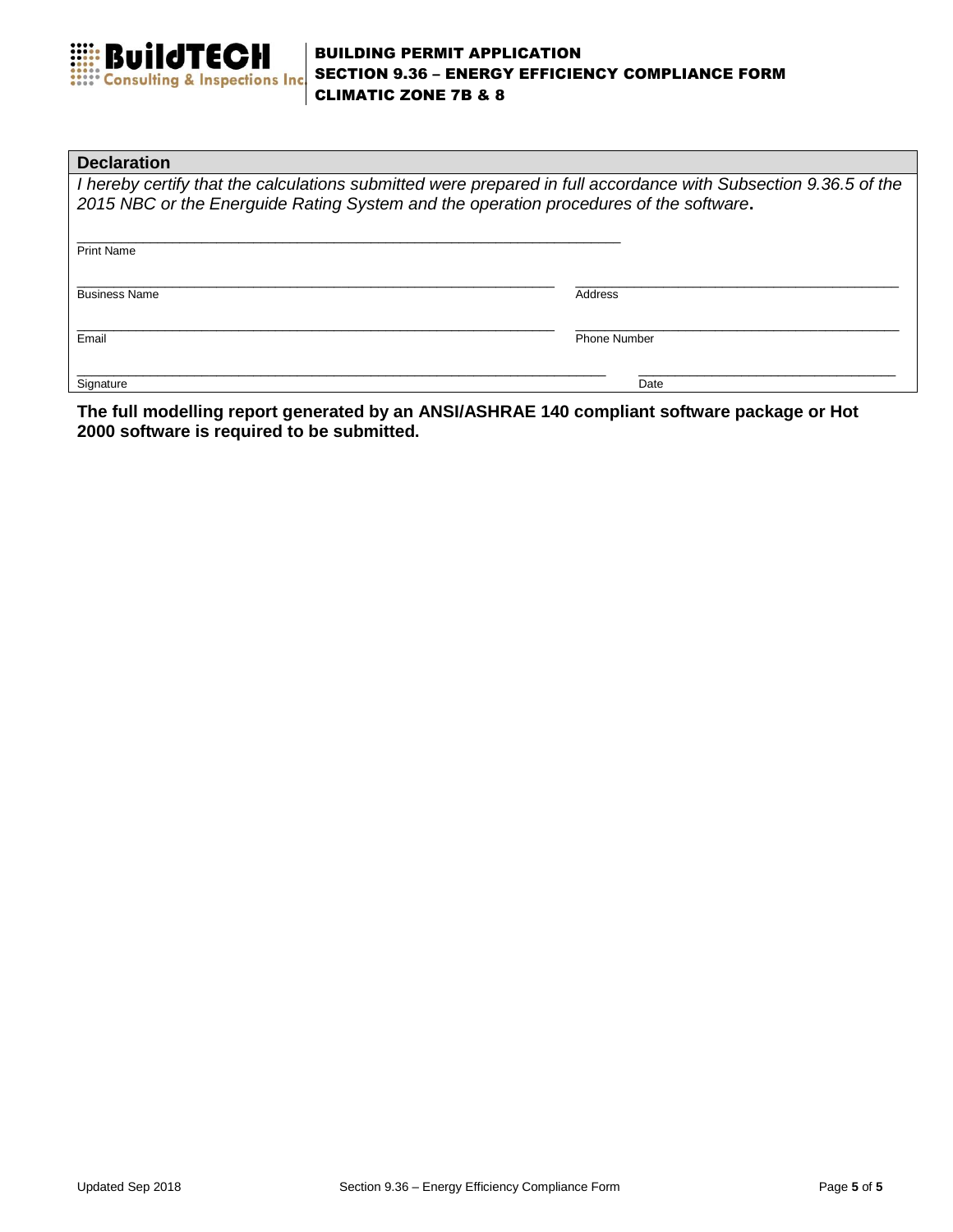## Declaration

*I hereby certify that the calculations submitted were prepared in full accordance with Subsection 9.36.5 of the 2015 NBC or the Energuide Rating System and the operation procedures of the software*.

______________________________________________
Print Name

| | |
|---|---|
| ______________________________________________ | ______________________________________________ |
| Business Name | Address |
| ______________________________________________ | ______________________________________________ |
| Email | Phone Number |
| ______________________________________________ | ______________________________________________ |
| Signature | Date |

**The full modelling report generated by an ANSI/ASHRAE 140 compliant software package or Hot 2000 software is required to be submitted.**